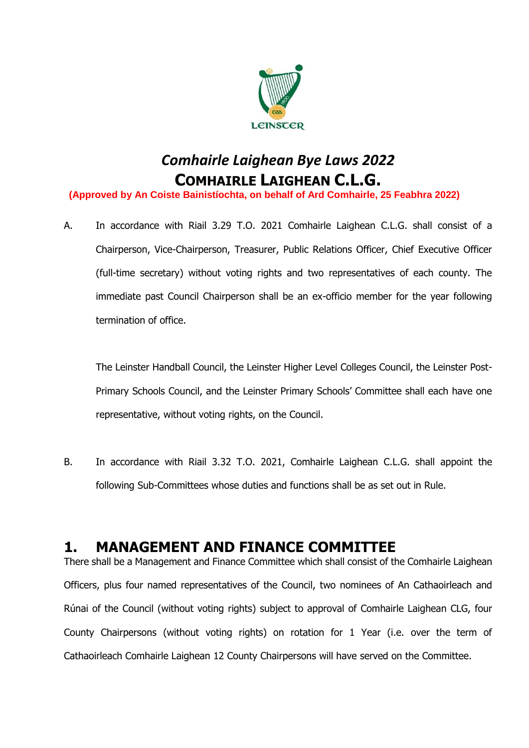# *Comhairle Laighean Bye Laws 2022*

# COMHAIRLE LAIGHEAN C.L.G.

**(Approved by An Coiste Bainistíochta, on behalf of Ard Comhairle, 25 Feabhra 2022)**

A. In accordance with Riail 3.29 T.O. 2021 Comhairle Laighean C.L.G. shall consist of a Chairperson, Vice-Chairperson, Treasurer, Public Relations Officer, Chief Executive Officer (full-time secretary) without voting rights and two representatives of each county. The immediate past Council Chairperson shall be an ex-officio member for the year following termination of office.

The Leinster Handball Council, the Leinster Higher Level Colleges Council, the Leinster Post-Primary Schools Council, and the Leinster Primary Schools' Committee shall each have one representative, without voting rights, on the Council.

B. In accordance with Riail 3.32 T.O. 2021, Comhairle Laighean C.L.G. shall appoint the following Sub-Committees whose duties and functions shall be as set out in Rule.

## 1. MANAGEMENT AND FINANCE COMMITTEE

There shall be a Management and Finance Committee which shall consist of the Comhairle Laighean Officers, plus four named representatives of the Council, two nominees of An Cathaoirleach and Rúnai of the Council (without voting rights) subject to approval of Comhairle Laighean CLG, four County Chairpersons (without voting rights) on rotation for 1 Year (i.e. over the term of Cathaoirleach Comhairle Laighean 12 County Chairpersons will have served on the Committee.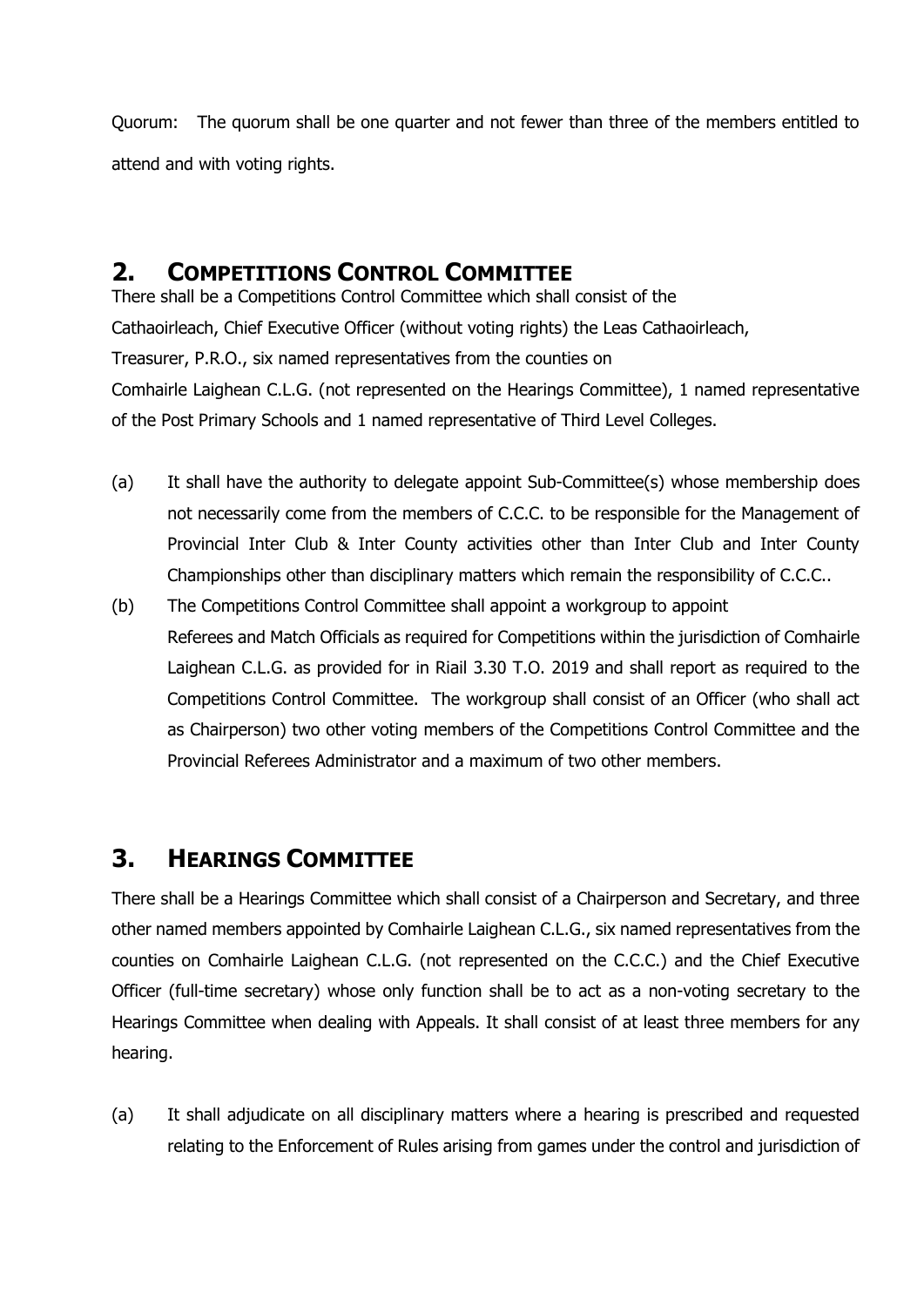Quorum: The quorum shall be one quarter and not fewer than three of the members entitled to attend and with voting rights.

## 2. COMPETITIONS CONTROL COMMITTEE

There shall be a Competitions Control Committee which shall consist of the Cathaoirleach, Chief Executive Officer (without voting rights) the Leas Cathaoirleach, Treasurer, P.R.O., six named representatives from the counties on Comhairle Laighean C.L.G. (not represented on the Hearings Committee), 1 named representative of the Post Primary Schools and 1 named representative of Third Level Colleges.

(a) It shall have the authority to delegate appoint Sub-Committee(s) whose membership does not necessarily come from the members of C.C.C. to be responsible for the Management of Provincial Inter Club & Inter County activities other than Inter Club and Inter County Championships other than disciplinary matters which remain the responsibility of C.C.C..

(b) The Competitions Control Committee shall appoint a workgroup to appoint Referees and Match Officials as required for Competitions within the jurisdiction of Comhairle Laighean C.L.G. as provided for in Riail 3.30 T.O. 2019 and shall report as required to the Competitions Control Committee. The workgroup shall consist of an Officer (who shall act as Chairperson) two other voting members of the Competitions Control Committee and the Provincial Referees Administrator and a maximum of two other members.

## 3. HEARINGS COMMITTEE

There shall be a Hearings Committee which shall consist of a Chairperson and Secretary, and three other named members appointed by Comhairle Laighean C.L.G., six named representatives from the counties on Comhairle Laighean C.L.G. (not represented on the C.C.C.) and the Chief Executive Officer (full-time secretary) whose only function shall be to act as a non-voting secretary to the Hearings Committee when dealing with Appeals. It shall consist of at least three members for any hearing.

(a) It shall adjudicate on all disciplinary matters where a hearing is prescribed and requested relating to the Enforcement of Rules arising from games under the control and jurisdiction of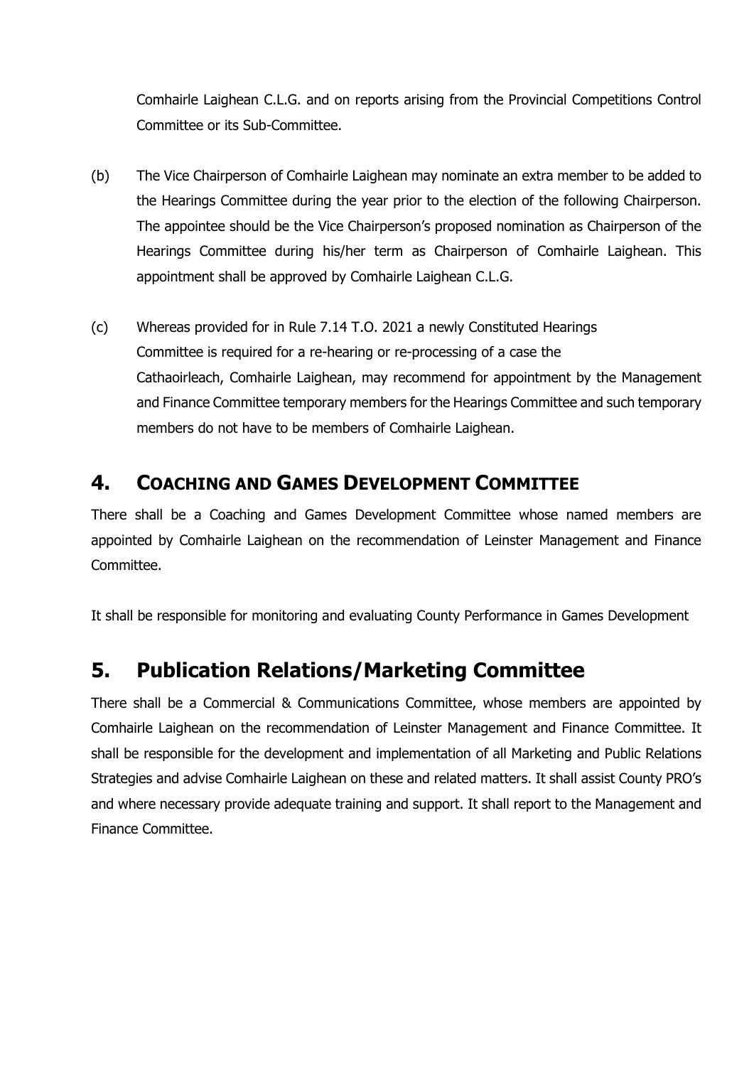Comhairle Laighean C.L.G. and on reports arising from the Provincial Competitions Control Committee or its Sub-Committee.

(b) The Vice Chairperson of Comhairle Laighean may nominate an extra member to be added to the Hearings Committee during the year prior to the election of the following Chairperson. The appointee should be the Vice Chairperson's proposed nomination as Chairperson of the Hearings Committee during his/her term as Chairperson of Comhairle Laighean. This appointment shall be approved by Comhairle Laighean C.L.G.

(c) Whereas provided for in Rule 7.14 T.O. 2021 a newly Constituted Hearings Committee is required for a re-hearing or re-processing of a case the Cathaoirleach, Comhairle Laighean, may recommend for appointment by the Management and Finance Committee temporary members for the Hearings Committee and such temporary members do not have to be members of Comhairle Laighean.

## 4. COACHING AND GAMES DEVELOPMENT COMMITTEE

There shall be a Coaching and Games Development Committee whose named members are appointed by Comhairle Laighean on the recommendation of Leinster Management and Finance Committee.

It shall be responsible for monitoring and evaluating County Performance in Games Development

## 5. Publication Relations/Marketing Committee

There shall be a Commercial & Communications Committee, whose members are appointed by Comhairle Laighean on the recommendation of Leinster Management and Finance Committee. It shall be responsible for the development and implementation of all Marketing and Public Relations Strategies and advise Comhairle Laighean on these and related matters. It shall assist County PRO's and where necessary provide adequate training and support. It shall report to the Management and Finance Committee.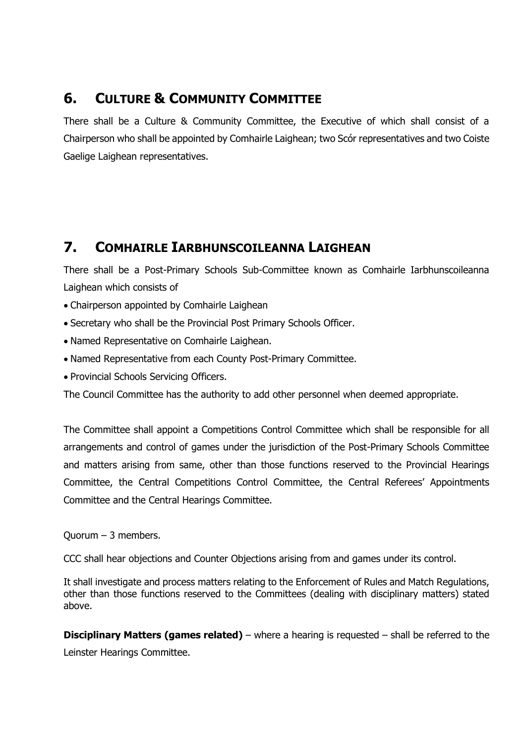## 6. CULTURE & COMMUNITY COMMITTEE

There shall be a Culture & Community Committee, the Executive of which shall consist of a Chairperson who shall be appointed by Comhairle Laighean; two Scór representatives and two Coiste Gaelige Laighean representatives.

## 7. COMHAIRLE IARBHUNSCOILEANNA LAIGHEAN

There shall be a Post-Primary Schools Sub-Committee known as Comhairle Iarbhunscoileanna Laighean which consists of

- Chairperson appointed by Comhairle Laighean
- Secretary who shall be the Provincial Post Primary Schools Officer.
- Named Representative on Comhairle Laighean.
- Named Representative from each County Post-Primary Committee.
- Provincial Schools Servicing Officers.

The Council Committee has the authority to add other personnel when deemed appropriate.

The Committee shall appoint a Competitions Control Committee which shall be responsible for all arrangements and control of games under the jurisdiction of the Post-Primary Schools Committee and matters arising from same, other than those functions reserved to the Provincial Hearings Committee, the Central Competitions Control Committee, the Central Referees' Appointments Committee and the Central Hearings Committee.

Quorum – 3 members.

CCC shall hear objections and Counter Objections arising from and games under its control.

It shall investigate and process matters relating to the Enforcement of Rules and Match Regulations, other than those functions reserved to the Committees (dealing with disciplinary matters) stated above.

**Disciplinary Matters (games related)** – where a hearing is requested – shall be referred to the Leinster Hearings Committee.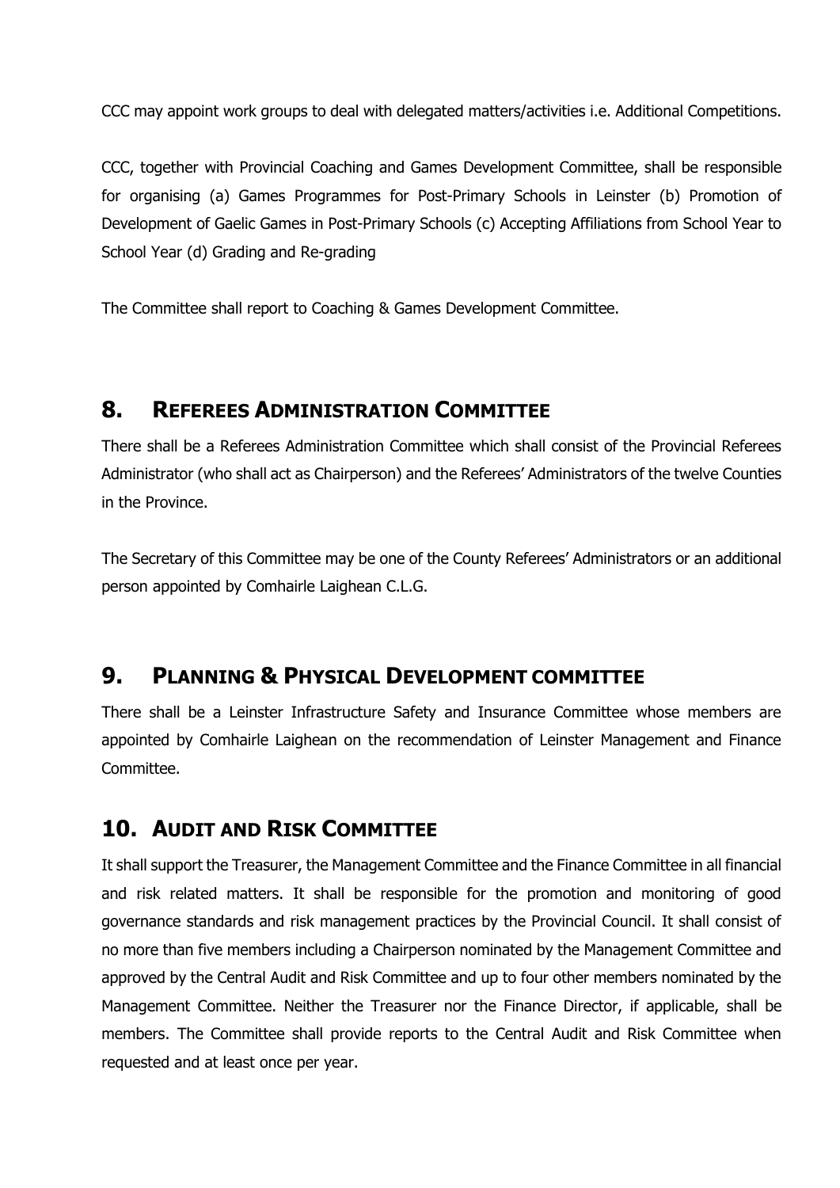CCC may appoint work groups to deal with delegated matters/activities i.e. Additional Competitions.

CCC, together with Provincial Coaching and Games Development Committee, shall be responsible for organising (a) Games Programmes for Post-Primary Schools in Leinster (b) Promotion of Development of Gaelic Games in Post-Primary Schools (c) Accepting Affiliations from School Year to School Year (d) Grading and Re-grading

The Committee shall report to Coaching & Games Development Committee.

## 8. REFEREES ADMINISTRATION COMMITTEE

There shall be a Referees Administration Committee which shall consist of the Provincial Referees Administrator (who shall act as Chairperson) and the Referees' Administrators of the twelve Counties in the Province.

The Secretary of this Committee may be one of the County Referees' Administrators or an additional person appointed by Comhairle Laighean C.L.G.

## 9. PLANNING & PHYSICAL DEVELOPMENT COMMITTEE

There shall be a Leinster Infrastructure Safety and Insurance Committee whose members are appointed by Comhairle Laighean on the recommendation of Leinster Management and Finance Committee.

## 10. AUDIT AND RISK COMMITTEE

It shall support the Treasurer, the Management Committee and the Finance Committee in all financial and risk related matters. It shall be responsible for the promotion and monitoring of good governance standards and risk management practices by the Provincial Council. It shall consist of no more than five members including a Chairperson nominated by the Management Committee and approved by the Central Audit and Risk Committee and up to four other members nominated by the Management Committee. Neither the Treasurer nor the Finance Director, if applicable, shall be members. The Committee shall provide reports to the Central Audit and Risk Committee when requested and at least once per year.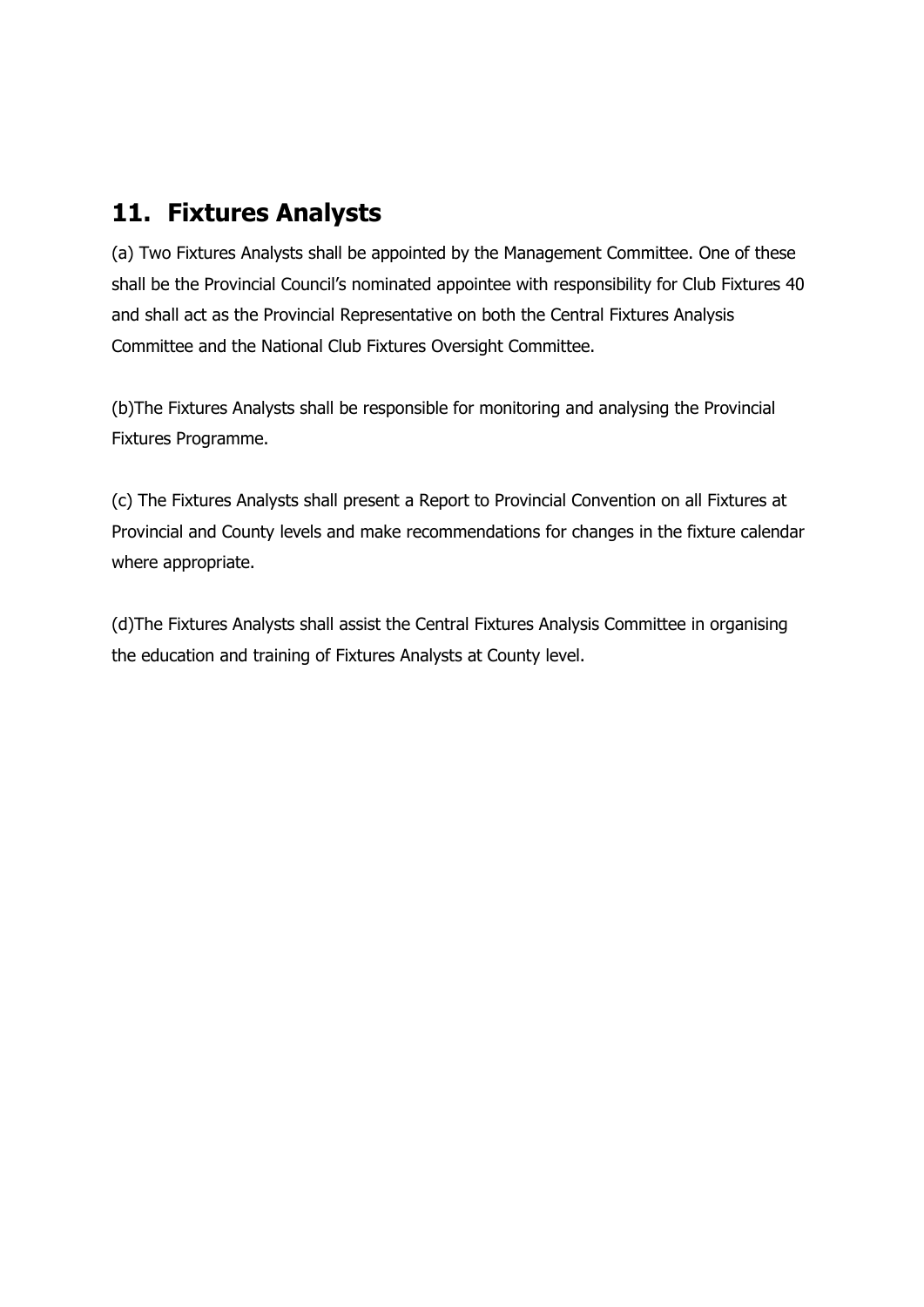## 11. Fixtures Analysts

(a) Two Fixtures Analysts shall be appointed by the Management Committee. One of these shall be the Provincial Council's nominated appointee with responsibility for Club Fixtures 40 and shall act as the Provincial Representative on both the Central Fixtures Analysis Committee and the National Club Fixtures Oversight Committee.

(b)The Fixtures Analysts shall be responsible for monitoring and analysing the Provincial Fixtures Programme.

(c) The Fixtures Analysts shall present a Report to Provincial Convention on all Fixtures at Provincial and County levels and make recommendations for changes in the fixture calendar where appropriate.

(d)The Fixtures Analysts shall assist the Central Fixtures Analysis Committee in organising the education and training of Fixtures Analysts at County level.